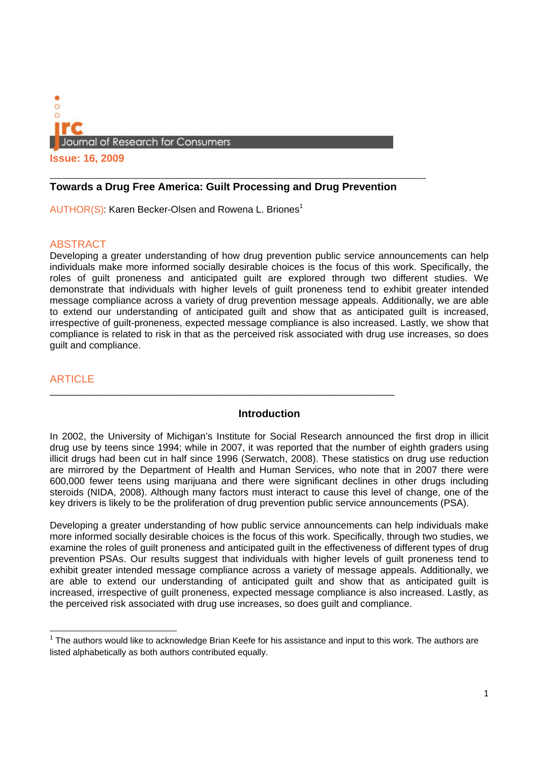Journal of Research for Consumers

**Issue: 16, 2009**

# Towards a Drug Free America: Guilt Processing and Drug Prevention

AUTHOR(S): Karen Becker-Olsen and Rowena L. Briones[1]

## ABSTRACT

Developing a greater understanding of how drug prevention public service announcements can help individuals make more informed socially desirable choices is the focus of this work. Specifically, the roles of guilt proneness and anticipated guilt are explored through two different studies. We demonstrate that individuals with higher levels of guilt proneness tend to exhibit greater intended message compliance across a variety of drug prevention message appeals. Additionally, we are able to extend our understanding of anticipated guilt and show that as anticipated guilt is increased, irrespective of guilt-proneness, expected message compliance is also increased. Lastly, we show that compliance is related to risk in that as the perceived risk associated with drug use increases, so does guilt and compliance.

## ARTICLE

### Introduction

In 2002, the University of Michigan's Institute for Social Research announced the first drop in illicit drug use by teens since 1994; while in 2007, it was reported that the number of eighth graders using illicit drugs had been cut in half since 1996 (Serwatch, 2008). These statistics on drug use reduction are mirrored by the Department of Health and Human Services, who note that in 2007 there were 600,000 fewer teens using marijuana and there were significant declines in other drugs including steroids (NIDA, 2008). Although many factors must interact to cause this level of change, one of the key drivers is likely to be the proliferation of drug prevention public service announcements (PSA).

Developing a greater understanding of how public service announcements can help individuals make more informed socially desirable choices is the focus of this work. Specifically, through two studies, we examine the roles of guilt proneness and anticipated guilt in the effectiveness of different types of drug prevention PSAs. Our results suggest that individuals with higher levels of guilt proneness tend to exhibit greater intended message compliance across a variety of message appeals. Additionally, we are able to extend our understanding of anticipated guilt and show that as anticipated guilt is increased, irrespective of guilt proneness, expected message compliance is also increased. Lastly, as the perceived risk associated with drug use increases, so does guilt and compliance.

---

[1] The authors would like to acknowledge Brian Keefe for his assistance and input to this work. The authors are listed alphabetically as both authors contributed equally.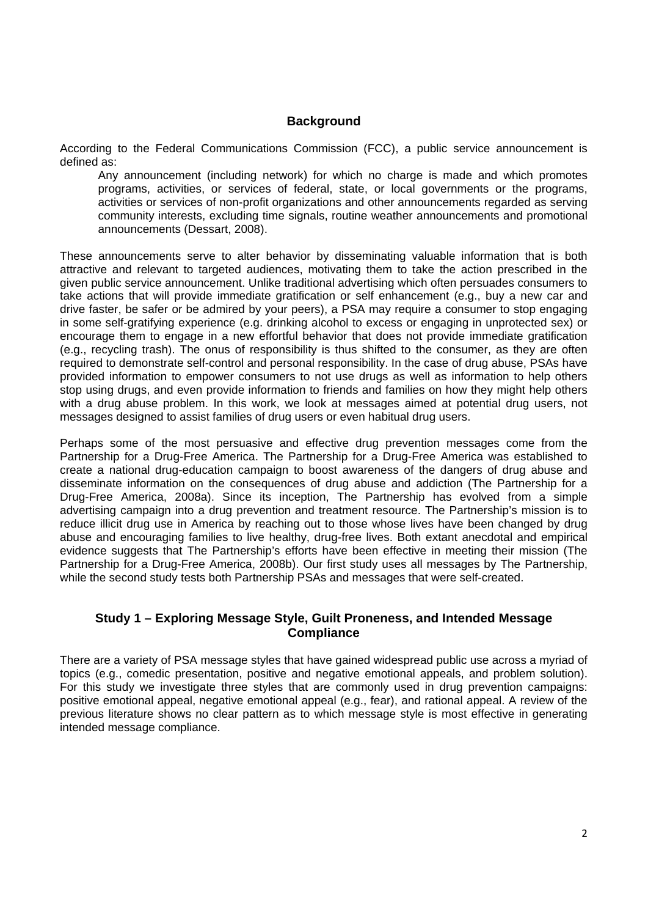## Background

According to the Federal Communications Commission (FCC), a public service announcement is defined as:

> Any announcement (including network) for which no charge is made and which promotes programs, activities, or services of federal, state, or local governments or the programs, activities or services of non-profit organizations and other announcements regarded as serving community interests, excluding time signals, routine weather announcements and promotional announcements (Dessart, 2008).

These announcements serve to alter behavior by disseminating valuable information that is both attractive and relevant to targeted audiences, motivating them to take the action prescribed in the given public service announcement. Unlike traditional advertising which often persuades consumers to take actions that will provide immediate gratification or self enhancement (e.g., buy a new car and drive faster, be safer or be admired by your peers), a PSA may require a consumer to stop engaging in some self-gratifying experience (e.g. drinking alcohol to excess or engaging in unprotected sex) or encourage them to engage in a new effortful behavior that does not provide immediate gratification (e.g., recycling trash). The onus of responsibility is thus shifted to the consumer, as they are often required to demonstrate self-control and personal responsibility. In the case of drug abuse, PSAs have provided information to empower consumers to not use drugs as well as information to help others stop using drugs, and even provide information to friends and families on how they might help others with a drug abuse problem. In this work, we look at messages aimed at potential drug users, not messages designed to assist families of drug users or even habitual drug users.

Perhaps some of the most persuasive and effective drug prevention messages come from the Partnership for a Drug-Free America. The Partnership for a Drug-Free America was established to create a national drug-education campaign to boost awareness of the dangers of drug abuse and disseminate information on the consequences of drug abuse and addiction (The Partnership for a Drug-Free America, 2008a). Since its inception, The Partnership has evolved from a simple advertising campaign into a drug prevention and treatment resource. The Partnership's mission is to reduce illicit drug use in America by reaching out to those whose lives have been changed by drug abuse and encouraging families to live healthy, drug-free lives. Both extant anecdotal and empirical evidence suggests that The Partnership's efforts have been effective in meeting their mission (The Partnership for a Drug-Free America, 2008b). Our first study uses all messages by The Partnership, while the second study tests both Partnership PSAs and messages that were self-created.

## Study 1 – Exploring Message Style, Guilt Proneness, and Intended Message Compliance

There are a variety of PSA message styles that have gained widespread public use across a myriad of topics (e.g., comedic presentation, positive and negative emotional appeals, and problem solution). For this study we investigate three styles that are commonly used in drug prevention campaigns: positive emotional appeal, negative emotional appeal (e.g., fear), and rational appeal. A review of the previous literature shows no clear pattern as to which message style is most effective in generating intended message compliance.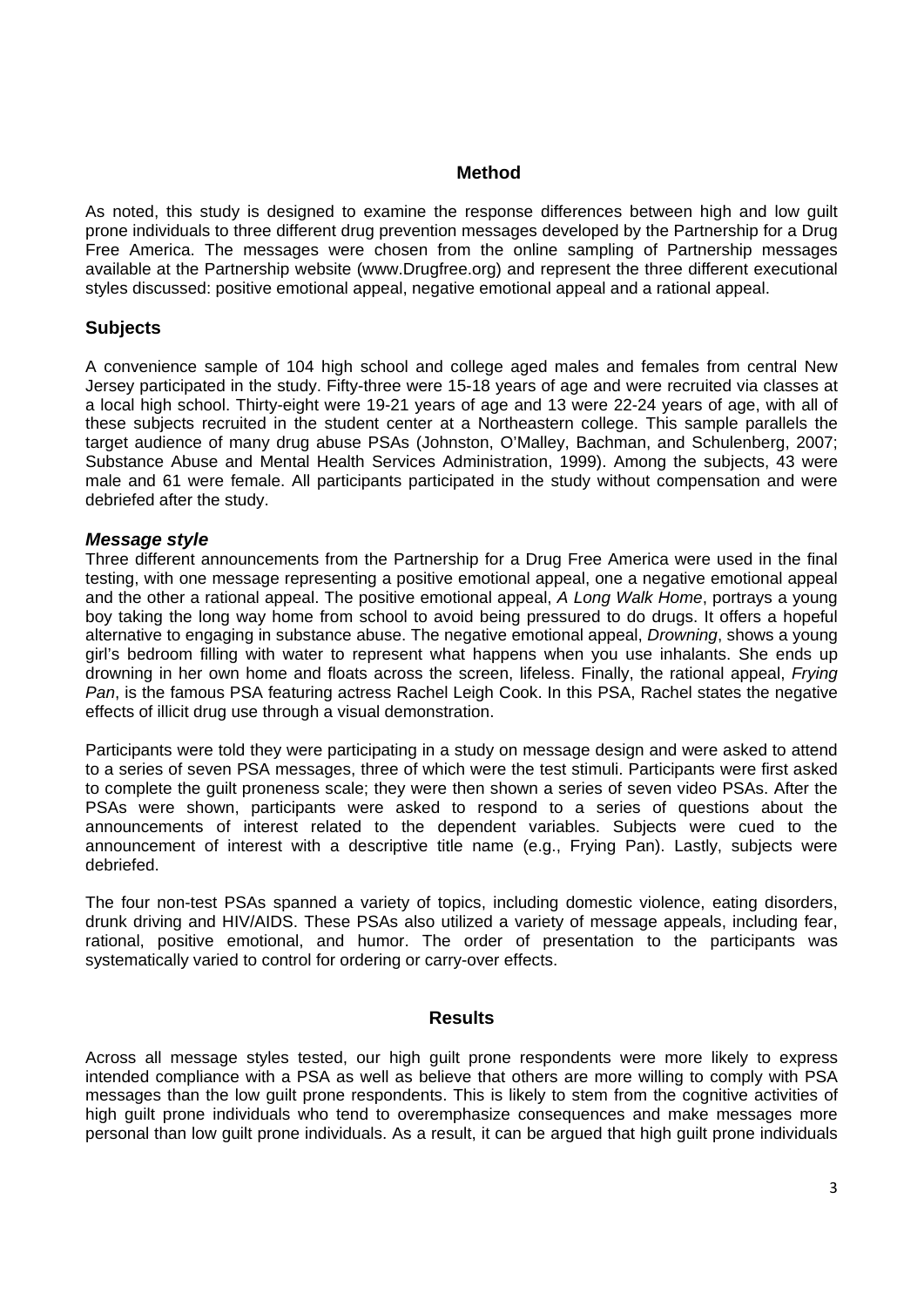## Method

As noted, this study is designed to examine the response differences between high and low guilt prone individuals to three different drug prevention messages developed by the Partnership for a Drug Free America. The messages were chosen from the online sampling of Partnership messages available at the Partnership website (www.Drugfree.org) and represent the three different executional styles discussed: positive emotional appeal, negative emotional appeal and a rational appeal.

### Subjects

A convenience sample of 104 high school and college aged males and females from central New Jersey participated in the study. Fifty-three were 15-18 years of age and were recruited via classes at a local high school. Thirty-eight were 19-21 years of age and 13 were 22-24 years of age, with all of these subjects recruited in the student center at a Northeastern college. This sample parallels the target audience of many drug abuse PSAs (Johnston, O'Malley, Bachman, and Schulenberg, 2007; Substance Abuse and Mental Health Services Administration, 1999). Among the subjects, 43 were male and 61 were female. All participants participated in the study without compensation and were debriefed after the study.

#### *Message style*

Three different announcements from the Partnership for a Drug Free America were used in the final testing, with one message representing a positive emotional appeal, one a negative emotional appeal and the other a rational appeal. The positive emotional appeal, *A Long Walk Home*, portrays a young boy taking the long way home from school to avoid being pressured to do drugs. It offers a hopeful alternative to engaging in substance abuse. The negative emotional appeal, *Drowning*, shows a young girl's bedroom filling with water to represent what happens when you use inhalants. She ends up drowning in her own home and floats across the screen, lifeless. Finally, the rational appeal, *Frying Pan*, is the famous PSA featuring actress Rachel Leigh Cook. In this PSA, Rachel states the negative effects of illicit drug use through a visual demonstration.

Participants were told they were participating in a study on message design and were asked to attend to a series of seven PSA messages, three of which were the test stimuli. Participants were first asked to complete the guilt proneness scale; they were then shown a series of seven video PSAs. After the PSAs were shown, participants were asked to respond to a series of questions about the announcements of interest related to the dependent variables. Subjects were cued to the announcement of interest with a descriptive title name (e.g., Frying Pan). Lastly, subjects were debriefed.

The four non-test PSAs spanned a variety of topics, including domestic violence, eating disorders, drunk driving and HIV/AIDS. These PSAs also utilized a variety of message appeals, including fear, rational, positive emotional, and humor. The order of presentation to the participants was systematically varied to control for ordering or carry-over effects.

## Results

Across all message styles tested, our high guilt prone respondents were more likely to express intended compliance with a PSA as well as believe that others are more willing to comply with PSA messages than the low guilt prone respondents. This is likely to stem from the cognitive activities of high guilt prone individuals who tend to overemphasize consequences and make messages more personal than low guilt prone individuals. As a result, it can be argued that high guilt prone individuals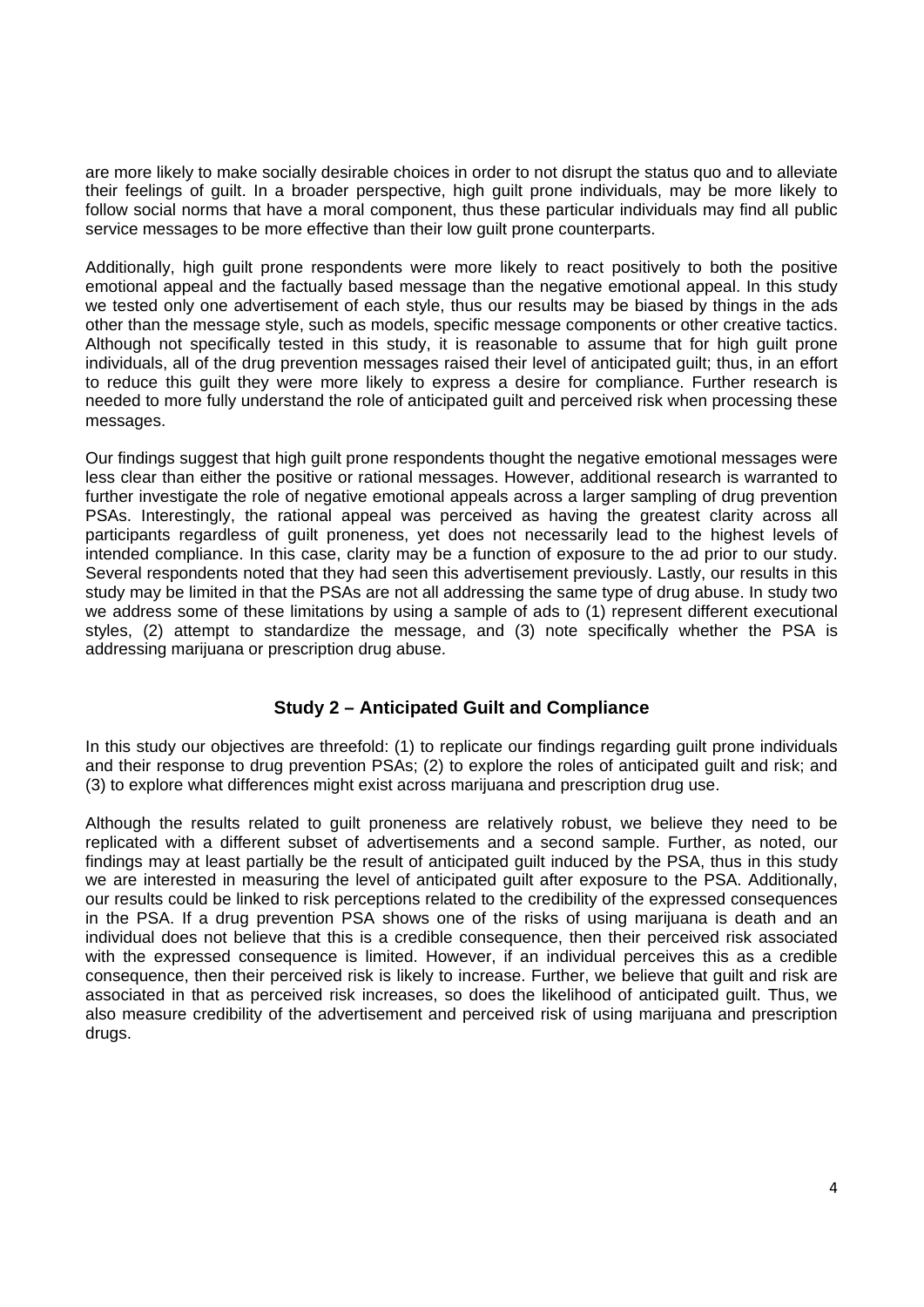are more likely to make socially desirable choices in order to not disrupt the status quo and to alleviate their feelings of guilt. In a broader perspective, high guilt prone individuals, may be more likely to follow social norms that have a moral component, thus these particular individuals may find all public service messages to be more effective than their low guilt prone counterparts.

Additionally, high guilt prone respondents were more likely to react positively to both the positive emotional appeal and the factually based message than the negative emotional appeal. In this study we tested only one advertisement of each style, thus our results may be biased by things in the ads other than the message style, such as models, specific message components or other creative tactics. Although not specifically tested in this study, it is reasonable to assume that for high guilt prone individuals, all of the drug prevention messages raised their level of anticipated guilt; thus, in an effort to reduce this guilt they were more likely to express a desire for compliance. Further research is needed to more fully understand the role of anticipated guilt and perceived risk when processing these messages.

Our findings suggest that high guilt prone respondents thought the negative emotional messages were less clear than either the positive or rational messages. However, additional research is warranted to further investigate the role of negative emotional appeals across a larger sampling of drug prevention PSAs. Interestingly, the rational appeal was perceived as having the greatest clarity across all participants regardless of guilt proneness, yet does not necessarily lead to the highest levels of intended compliance. In this case, clarity may be a function of exposure to the ad prior to our study. Several respondents noted that they had seen this advertisement previously. Lastly, our results in this study may be limited in that the PSAs are not all addressing the same type of drug abuse. In study two we address some of these limitations by using a sample of ads to (1) represent different executional styles, (2) attempt to standardize the message, and (3) note specifically whether the PSA is addressing marijuana or prescription drug abuse.

## Study 2 – Anticipated Guilt and Compliance

In this study our objectives are threefold: (1) to replicate our findings regarding guilt prone individuals and their response to drug prevention PSAs; (2) to explore the roles of anticipated guilt and risk; and (3) to explore what differences might exist across marijuana and prescription drug use.

Although the results related to guilt proneness are relatively robust, we believe they need to be replicated with a different subset of advertisements and a second sample. Further, as noted, our findings may at least partially be the result of anticipated guilt induced by the PSA, thus in this study we are interested in measuring the level of anticipated guilt after exposure to the PSA. Additionally, our results could be linked to risk perceptions related to the credibility of the expressed consequences in the PSA. If a drug prevention PSA shows one of the risks of using marijuana is death and an individual does not believe that this is a credible consequence, then their perceived risk associated with the expressed consequence is limited. However, if an individual perceives this as a credible consequence, then their perceived risk is likely to increase. Further, we believe that guilt and risk are associated in that as perceived risk increases, so does the likelihood of anticipated guilt. Thus, we also measure credibility of the advertisement and perceived risk of using marijuana and prescription drugs.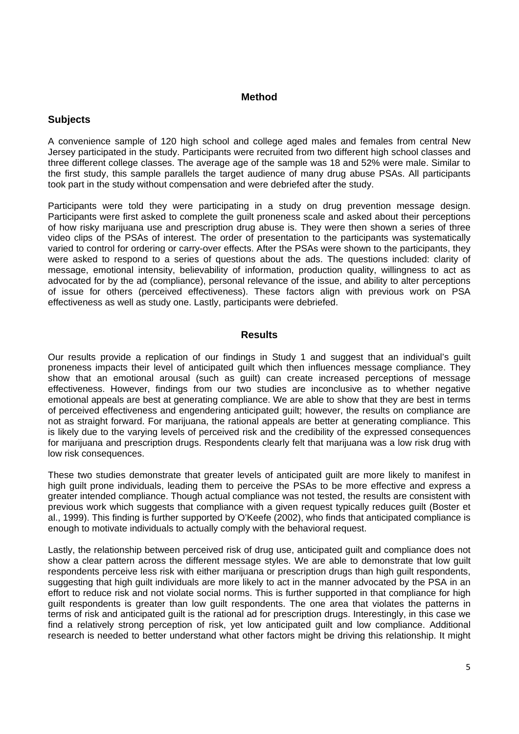# Method

## Subjects

A convenience sample of 120 high school and college aged males and females from central New Jersey participated in the study. Participants were recruited from two different high school classes and three different college classes. The average age of the sample was 18 and 52% were male. Similar to the first study, this sample parallels the target audience of many drug abuse PSAs. All participants took part in the study without compensation and were debriefed after the study.

Participants were told they were participating in a study on drug prevention message design. Participants were first asked to complete the guilt proneness scale and asked about their perceptions of how risky marijuana use and prescription drug abuse is. They were then shown a series of three video clips of the PSAs of interest. The order of presentation to the participants was systematically varied to control for ordering or carry-over effects. After the PSAs were shown to the participants, they were asked to respond to a series of questions about the ads. The questions included: clarity of message, emotional intensity, believability of information, production quality, willingness to act as advocated for by the ad (compliance), personal relevance of the issue, and ability to alter perceptions of issue for others (perceived effectiveness). These factors align with previous work on PSA effectiveness as well as study one. Lastly, participants were debriefed.

# Results

Our results provide a replication of our findings in Study 1 and suggest that an individual's guilt proneness impacts their level of anticipated guilt which then influences message compliance. They show that an emotional arousal (such as guilt) can create increased perceptions of message effectiveness. However, findings from our two studies are inconclusive as to whether negative emotional appeals are best at generating compliance. We are able to show that they are best in terms of perceived effectiveness and engendering anticipated guilt; however, the results on compliance are not as straight forward. For marijuana, the rational appeals are better at generating compliance. This is likely due to the varying levels of perceived risk and the credibility of the expressed consequences for marijuana and prescription drugs. Respondents clearly felt that marijuana was a low risk drug with low risk consequences.

These two studies demonstrate that greater levels of anticipated guilt are more likely to manifest in high guilt prone individuals, leading them to perceive the PSAs to be more effective and express a greater intended compliance. Though actual compliance was not tested, the results are consistent with previous work which suggests that compliance with a given request typically reduces guilt (Boster et al., 1999). This finding is further supported by O'Keefe (2002), who finds that anticipated compliance is enough to motivate individuals to actually comply with the behavioral request.

Lastly, the relationship between perceived risk of drug use, anticipated guilt and compliance does not show a clear pattern across the different message styles. We are able to demonstrate that low guilt respondents perceive less risk with either marijuana or prescription drugs than high guilt respondents, suggesting that high guilt individuals are more likely to act in the manner advocated by the PSA in an effort to reduce risk and not violate social norms. This is further supported in that compliance for high guilt respondents is greater than low guilt respondents. The one area that violates the patterns in terms of risk and anticipated guilt is the rational ad for prescription drugs. Interestingly, in this case we find a relatively strong perception of risk, yet low anticipated guilt and low compliance. Additional research is needed to better understand what other factors might be driving this relationship. It might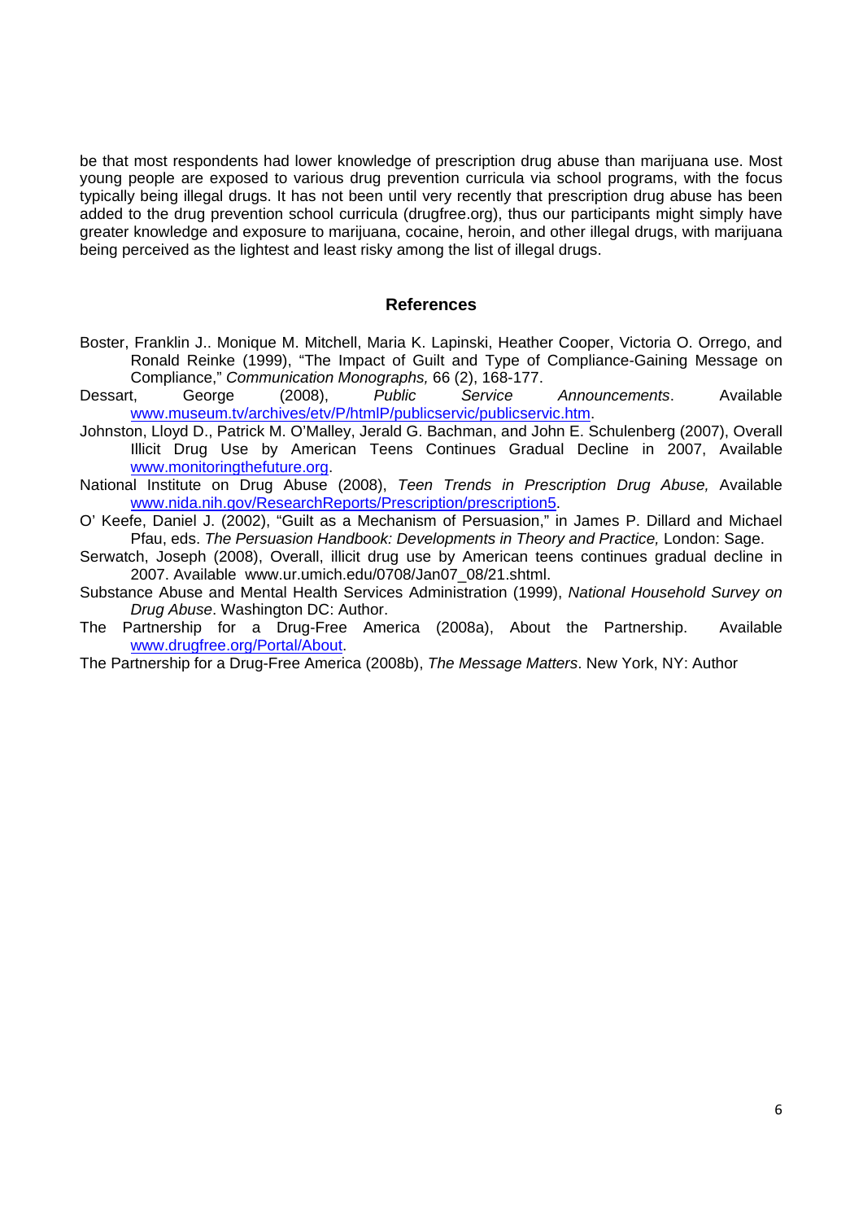be that most respondents had lower knowledge of prescription drug abuse than marijuana use. Most young people are exposed to various drug prevention curricula via school programs, with the focus typically being illegal drugs. It has not been until very recently that prescription drug abuse has been added to the drug prevention school curricula (drugfree.org), thus our participants might simply have greater knowledge and exposure to marijuana, cocaine, heroin, and other illegal drugs, with marijuana being perceived as the lightest and least risky among the list of illegal drugs.

## References

Boster, Franklin J.. Monique M. Mitchell, Maria K. Lapinski, Heather Cooper, Victoria O. Orrego, and Ronald Reinke (1999), "The Impact of Guilt and Type of Compliance-Gaining Message on Compliance," *Communication Monographs,* 66 (2), 168-177.

Dessart, George (2008), *Public Service Announcements*. Available www.museum.tv/archives/etv/P/htmlP/publicservic/publicservic.htm.

Johnston, Lloyd D., Patrick M. O'Malley, Jerald G. Bachman, and John E. Schulenberg (2007), Overall Illicit Drug Use by American Teens Continues Gradual Decline in 2007, Available www.monitoringthefuture.org.

National Institute on Drug Abuse (2008), *Teen Trends in Prescription Drug Abuse,* Available www.nida.nih.gov/ResearchReports/Prescription/prescription5.

O' Keefe, Daniel J. (2002), "Guilt as a Mechanism of Persuasion," in James P. Dillard and Michael Pfau, eds. *The Persuasion Handbook: Developments in Theory and Practice,* London: Sage.

Serwatch, Joseph (2008), Overall, illicit drug use by American teens continues gradual decline in 2007. Available www.ur.umich.edu/0708/Jan07_08/21.shtml.

Substance Abuse and Mental Health Services Administration (1999), *National Household Survey on Drug Abuse*. Washington DC: Author.

The Partnership for a Drug-Free America (2008a), About the Partnership. Available www.drugfree.org/Portal/About.

The Partnership for a Drug-Free America (2008b), *The Message Matters*. New York, NY: Author